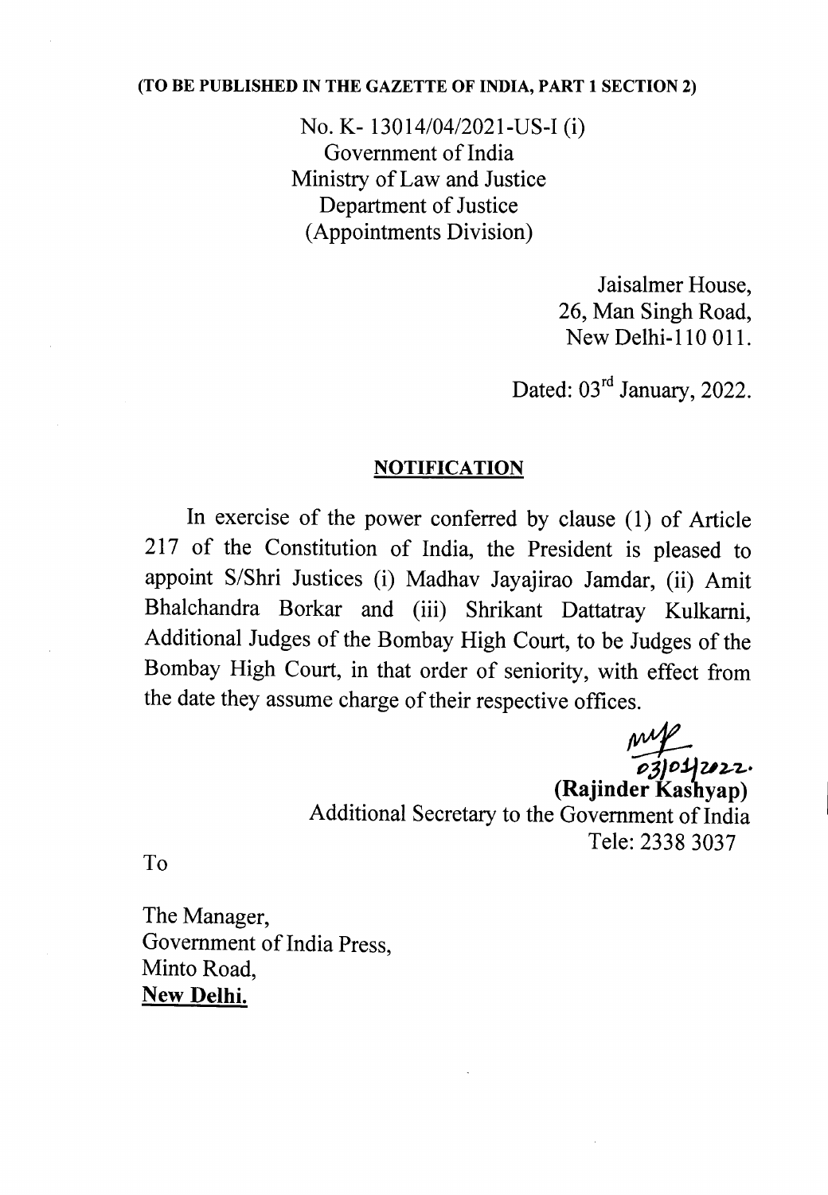**(TO BE PUBLISHED IN THE GAZETTE OF INDIA, PART 1 SECTION 2)**

No. K- 13014/04/2021-US-I (i)
Government of India
Ministry of Law and Justice
Department of Justice
(Appointments Division)

Jaisalmer House,
26, Man Singh Road,
New Delhi-110 011.

Dated: 03rd January, 2022.

## NOTIFICATION

In exercise of the power conferred by clause (1) of Article 217 of the Constitution of India, the President is pleased to appoint S/Shri Justices (i) Madhav Jayajirao Jamdar, (ii) Amit Bhalchandra Borkar and (iii) Shrikant Dattatray Kulkarni, Additional Judges of the Bombay High Court, to be Judges of the Bombay High Court, in that order of seniority, with effect from the date they assume charge of their respective offices.

03/01/2022.
**(Rajinder Kashyap)**
Additional Secretary to the Government of India
Tele: 2338 3037

To

The Manager,
Government of India Press,
Minto Road,
**New Delhi.**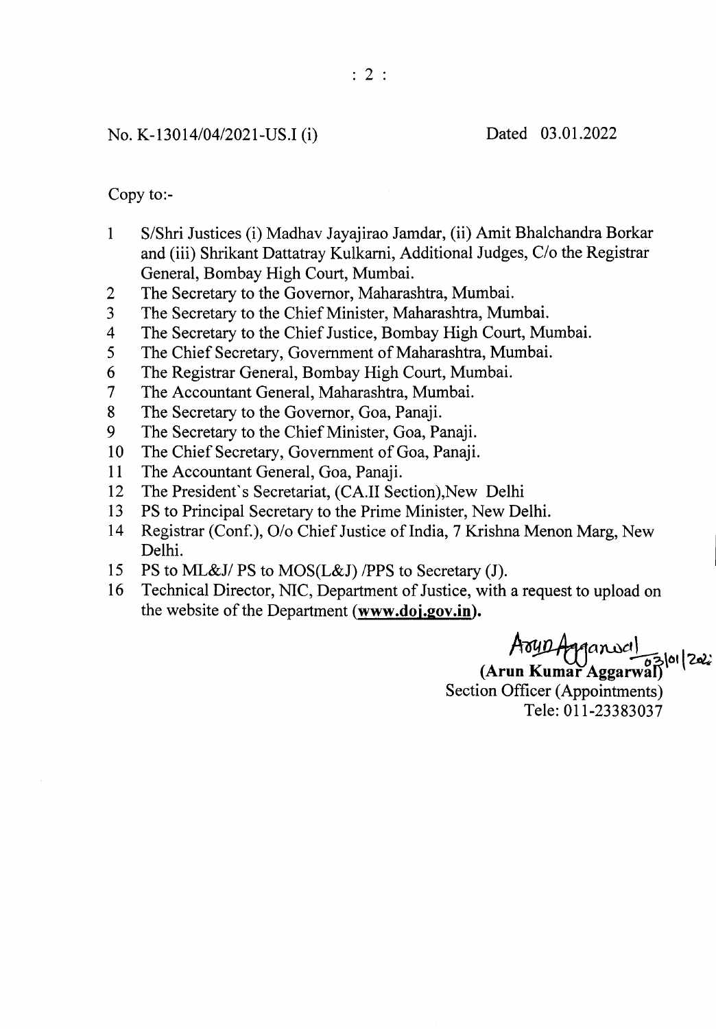No. K-13014/04/2021-US.I (i) Dated 03.01.2022

Copy to:-

1. S/Shri Justices (i) Madhav Jayajirao Jamdar, (ii) Amit Bhalchandra Borkar and (iii) Shrikant Dattatray Kulkarni, Additional Judges, C/o the Registrar General, Bombay High Court, Mumbai.
2. The Secretary to the Governor, Maharashtra, Mumbai.
3. The Secretary to the Chief Minister, Maharashtra, Mumbai.
4. The Secretary to the Chief Justice, Bombay High Court, Mumbai.
5. The Chief Secretary, Government of Maharashtra, Mumbai.
6. The Registrar General, Bombay High Court, Mumbai.
7. The Accountant General, Maharashtra, Mumbai.
8. The Secretary to the Governor, Goa, Panaji.
9. The Secretary to the Chief Minister, Goa, Panaji.
10. The Chief Secretary, Government of Goa, Panaji.
11. The Accountant General, Goa, Panaji.
12. The President`s Secretariat, (CA.II Section),New Delhi
13. PS to Principal Secretary to the Prime Minister, New Delhi.
14. Registrar (Conf.), O/o Chief Justice of India, 7 Krishna Menon Marg, New Delhi.
15. PS to ML&J/ PS to MOS(L&J) /PPS to Secretary (J).
16. Technical Director, NIC, Department of Justice, with a request to upload on the website of the Department (**www.doj.gov.in**).

Arun Aggarwal 03/01/2022

**(Arun Kumar Aggarwal)**
Section Officer (Appointments)
Tele: 011-23383037